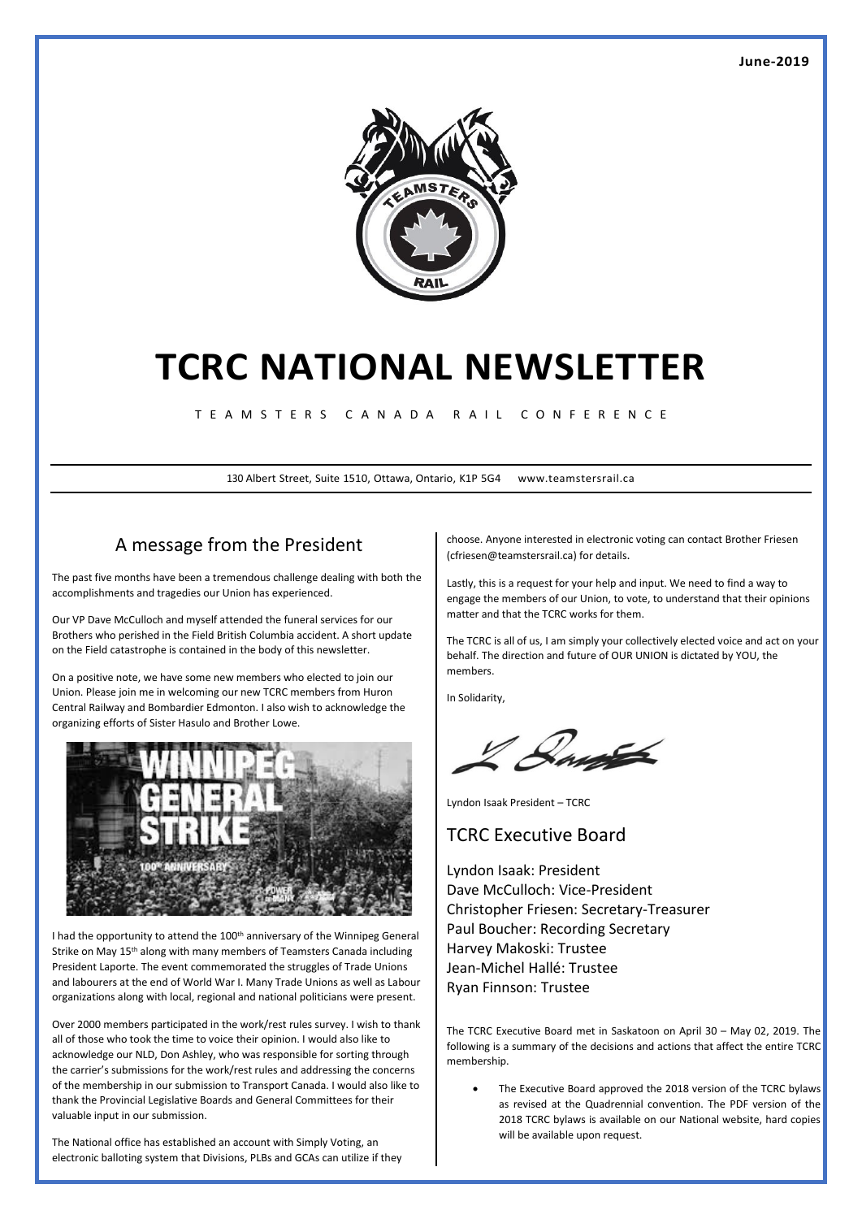June-2019

# TCRC NATIONAL NEWSLETTER

TEAMSTERS CANADA RAIL CONFERENCE

130 Albert Street, Suite 1510, Ottawa, Ontario, K1P 5G4 www.teamstersrail.ca

## A message from the President

The past five months have been a tremendous challenge dealing with both the accomplishments and tragedies our Union has experienced.

Our VP Dave McCulloch and myself attended the funeral services for our Brothers who perished in the Field British Columbia accident. A short update on the Field catastrophe is contained in the body of this newsletter.

On a positive note, we have some new members who elected to join our Union. Please join me in welcoming our new TCRC members from Huron Central Railway and Bombardier Edmonton. I also wish to acknowledge the organizing efforts of Sister Hasulo and Brother Lowe.

I had the opportunity to attend the 100th anniversary of the Winnipeg General Strike on May 15th along with many members of Teamsters Canada including President Laporte. The event commemorated the struggles of Trade Unions and labourers at the end of World War I. Many Trade Unions as well as Labour organizations along with local, regional and national politicians were present.

Over 2000 members participated in the work/rest rules survey. I wish to thank all of those who took the time to voice their opinion. I would also like to acknowledge our NLD, Don Ashley, who was responsible for sorting through the carrier's submissions for the work/rest rules and addressing the concerns of the membership in our submission to Transport Canada. I would also like to thank the Provincial Legislative Boards and General Committees for their valuable input in our submission.

The National office has established an account with Simply Voting, an electronic balloting system that Divisions, PLBs and GCAs can utilize if they choose. Anyone interested in electronic voting can contact Brother Friesen (cfriesen@teamstersrail.ca) for details.

Lastly, this is a request for your help and input. We need to find a way to engage the members of our Union, to vote, to understand that their opinions matter and that the TCRC works for them.

The TCRC is all of us, I am simply your collectively elected voice and act on your behalf. The direction and future of OUR UNION is dictated by YOU, the members.

In Solidarity,

Lyndon Isaak President – TCRC

## TCRC Executive Board

Lyndon Isaak: President
Dave McCulloch: Vice-President
Christopher Friesen: Secretary-Treasurer
Paul Boucher: Recording Secretary
Harvey Makoski: Trustee
Jean-Michel Hallé: Trustee
Ryan Finnson: Trustee

The TCRC Executive Board met in Saskatoon on April 30 – May 02, 2019. The following is a summary of the decisions and actions that affect the entire TCRC membership.

- The Executive Board approved the 2018 version of the TCRC bylaws as revised at the Quadrennial convention. The PDF version of the 2018 TCRC bylaws is available on our National website, hard copies will be available upon request.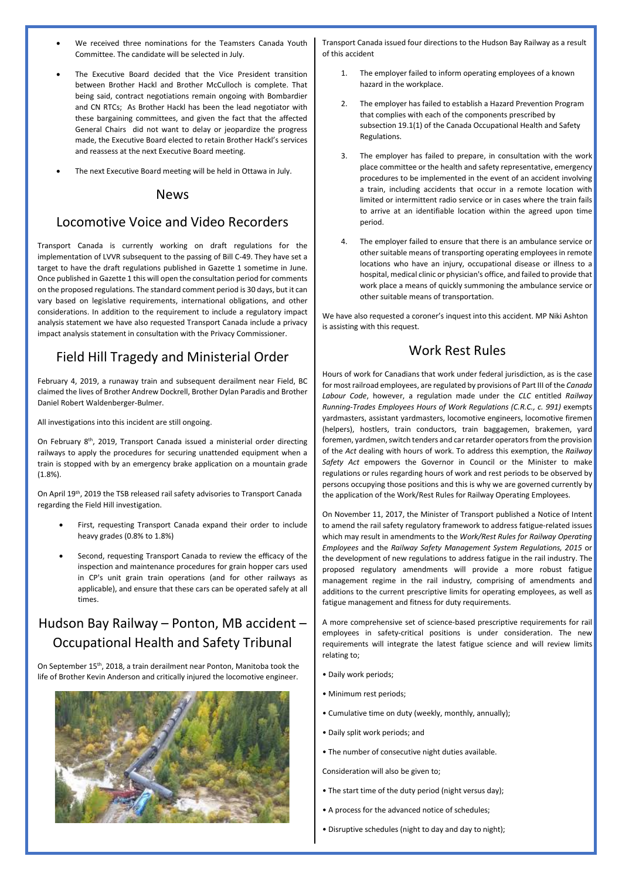- We received three nominations for the Teamsters Canada Youth Committee. The candidate will be selected in July.
- The Executive Board decided that the Vice President transition between Brother Hackl and Brother McCulloch is complete. That being said, contract negotiations remain ongoing with Bombardier and CN RTCs; As Brother Hackl has been the lead negotiator with these bargaining committees, and given the fact that the affected General Chairs did not want to delay or jeopardize the progress made, the Executive Board elected to retain Brother Hackl's services and reassess at the next Executive Board meeting.
- The next Executive Board meeting will be held in Ottawa in July.

# News

## Locomotive Voice and Video Recorders

Transport Canada is currently working on draft regulations for the implementation of LVVR subsequent to the passing of Bill C-49. They have set a target to have the draft regulations published in Gazette 1 sometime in June. Once published in Gazette 1 this will open the consultation period for comments on the proposed regulations. The standard comment period is 30 days, but it can vary based on legislative requirements, international obligations, and other considerations. In addition to the requirement to include a regulatory impact analysis statement we have also requested Transport Canada include a privacy impact analysis statement in consultation with the Privacy Commissioner.

## Field Hill Tragedy and Ministerial Order

February 4, 2019, a runaway train and subsequent derailment near Field, BC claimed the lives of Brother Andrew Dockrell, Brother Dylan Paradis and Brother Daniel Robert Waldenberger-Bulmer.

All investigations into this incident are still ongoing.

On February 8th, 2019, Transport Canada issued a ministerial order directing railways to apply the procedures for securing unattended equipment when a train is stopped with by an emergency brake application on a mountain grade (1.8%).

On April 19th, 2019 the TSB released rail safety advisories to Transport Canada regarding the Field Hill investigation.

- First, requesting Transport Canada expand their order to include heavy grades (0.8% to 1.8%)
- Second, requesting Transport Canada to review the efficacy of the inspection and maintenance procedures for grain hopper cars used in CP's unit grain train operations (and for other railways as applicable), and ensure that these cars can be operated safely at all times.

## Hudson Bay Railway – Ponton, MB accident – Occupational Health and Safety Tribunal

On September 15th, 2018, a train derailment near Ponton, Manitoba took the life of Brother Kevin Anderson and critically injured the locomotive engineer.

Transport Canada issued four directions to the Hudson Bay Railway as a result of this accident

1. The employer failed to inform operating employees of a known hazard in the workplace.
2. The employer has failed to establish a Hazard Prevention Program that complies with each of the components prescribed by subsection 19.1(1) of the Canada Occupational Health and Safety Regulations.
3. The employer has failed to prepare, in consultation with the work place committee or the health and safety representative, emergency procedures to be implemented in the event of an accident involving a train, including accidents that occur in a remote location with limited or intermittent radio service or in cases where the train fails to arrive at an identifiable location within the agreed upon time period.
4. The employer failed to ensure that there is an ambulance service or other suitable means of transporting operating employees in remote locations who have an injury, occupational disease or illness to a hospital, medical clinic or physician's office, and failed to provide that work place a means of quickly summoning the ambulance service or other suitable means of transportation.

We have also requested a coroner's inquest into this accident. MP Niki Ashton is assisting with this request.

## Work Rest Rules

Hours of work for Canadians that work under federal jurisdiction, as is the case for most railroad employees, are regulated by provisions of Part III of the *Canada Labour Code*, however, a regulation made under the *CLC* entitled *Railway Running-Trades Employees Hours of Work Regulations (C.R.C., c. 991)* exempts yardmasters, assistant yardmasters, locomotive engineers, locomotive firemen (helpers), hostlers, train conductors, train baggagemen, brakemen, yard foremen, yardmen, switch tenders and car retarder operators from the provision of the *Act* dealing with hours of work. To address this exemption, the *Railway Safety Act* empowers the Governor in Council or the Minister to make regulations or rules regarding hours of work and rest periods to be observed by persons occupying those positions and this is why we are governed currently by the application of the Work/Rest Rules for Railway Operating Employees.

On November 11, 2017, the Minister of Transport published a Notice of Intent to amend the rail safety regulatory framework to address fatigue-related issues which may result in amendments to the *Work/Rest Rules for Railway Operating Employees* and the *Railway Safety Management System Regulations, 2015* or the development of new regulations to address fatigue in the rail industry. The proposed regulatory amendments will provide a more robust fatigue management regime in the rail industry, comprising of amendments and additions to the current prescriptive limits for operating employees, as well as fatigue management and fitness for duty requirements.

A more comprehensive set of science-based prescriptive requirements for rail employees in safety-critical positions is under consideration. The new requirements will integrate the latest fatigue science and will review limits relating to;

- Daily work periods;
- Minimum rest periods;
- Cumulative time on duty (weekly, monthly, annually);
- Daily split work periods; and
- The number of consecutive night duties available.

Consideration will also be given to;

- The start time of the duty period (night versus day);
- A process for the advanced notice of schedules;
- Disruptive schedules (night to day and day to night);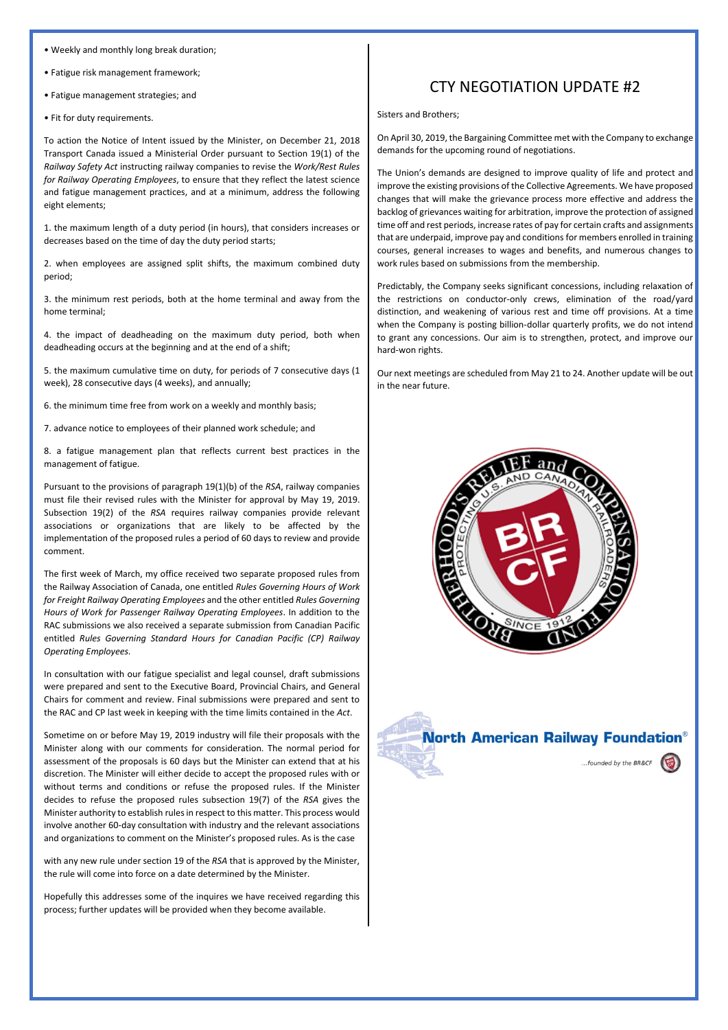- Weekly and monthly long break duration;
- Fatigue risk management framework;
- Fatigue management strategies; and
- Fit for duty requirements.

To action the Notice of Intent issued by the Minister, on December 21, 2018 Transport Canada issued a Ministerial Order pursuant to Section 19(1) of the *Railway Safety Act* instructing railway companies to revise the *Work/Rest Rules for Railway Operating Employees*, to ensure that they reflect the latest science and fatigue management practices, and at a minimum, address the following eight elements;

1. the maximum length of a duty period (in hours), that considers increases or decreases based on the time of day the duty period starts;

2. when employees are assigned split shifts, the maximum combined duty period;

3. the minimum rest periods, both at the home terminal and away from the home terminal;

4. the impact of deadheading on the maximum duty period, both when deadheading occurs at the beginning and at the end of a shift;

5. the maximum cumulative time on duty, for periods of 7 consecutive days (1 week), 28 consecutive days (4 weeks), and annually;

6. the minimum time free from work on a weekly and monthly basis;

7. advance notice to employees of their planned work schedule; and

8. a fatigue management plan that reflects current best practices in the management of fatigue.

Pursuant to the provisions of paragraph 19(1)(b) of the *RSA*, railway companies must file their revised rules with the Minister for approval by May 19, 2019. Subsection 19(2) of the *RSA* requires railway companies provide relevant associations or organizations that are likely to be affected by the implementation of the proposed rules a period of 60 days to review and provide comment.

The first week of March, my office received two separate proposed rules from the Railway Association of Canada, one entitled *Rules Governing Hours of Work for Freight Railway Operating Employees* and the other entitled *Rules Governing Hours of Work for Passenger Railway Operating Employees*. In addition to the RAC submissions we also received a separate submission from Canadian Pacific entitled *Rules Governing Standard Hours for Canadian Pacific (CP) Railway Operating Employees.*

In consultation with our fatigue specialist and legal counsel, draft submissions were prepared and sent to the Executive Board, Provincial Chairs, and General Chairs for comment and review. Final submissions were prepared and sent to the RAC and CP last week in keeping with the time limits contained in the *Act*.

Sometime on or before May 19, 2019 industry will file their proposals with the Minister along with our comments for consideration. The normal period for assessment of the proposals is 60 days but the Minister can extend that at his discretion. The Minister will either decide to accept the proposed rules with or without terms and conditions or refuse the proposed rules. If the Minister decides to refuse the proposed rules subsection 19(7) of the *RSA* gives the Minister authority to establish rules in respect to this matter. This process would involve another 60-day consultation with industry and the relevant associations and organizations to comment on the Minister's proposed rules. As is the case with any new rule under section 19 of the *RSA* that is approved by the Minister, the rule will come into force on a date determined by the Minister.

Hopefully this addresses some of the inquires we have received regarding this process; further updates will be provided when they become available.

# CTY NEGOTIATION UPDATE #2

Sisters and Brothers;

On April 30, 2019, the Bargaining Committee met with the Company to exchange demands for the upcoming round of negotiations.

The Union's demands are designed to improve quality of life and protect and improve the existing provisions of the Collective Agreements. We have proposed changes that will make the grievance process more effective and address the backlog of grievances waiting for arbitration, improve the protection of assigned time off and rest periods, increase rates of pay for certain crafts and assignments that are underpaid, improve pay and conditions for members enrolled in training courses, general increases to wages and benefits, and numerous changes to work rules based on submissions from the membership.

Predictably, the Company seeks significant concessions, including relaxation of the restrictions on conductor-only crews, elimination of the road/yard distinction, and weakening of various rest and time off provisions. At a time when the Company is posting billion-dollar quarterly profits, we do not intend to grant any concessions. Our aim is to strengthen, protect, and improve our hard-won rights.

Our next meetings are scheduled from May 21 to 24. Another update will be out in the near future.

BROTHERHOOD'S RELIEF and COMPENSATION FUND
PROTECTING U.S. AND CANADIAN RAILROADERS
BR CF
SINCE 1912

North American Railway Foundation®
...founded by the BR&CF